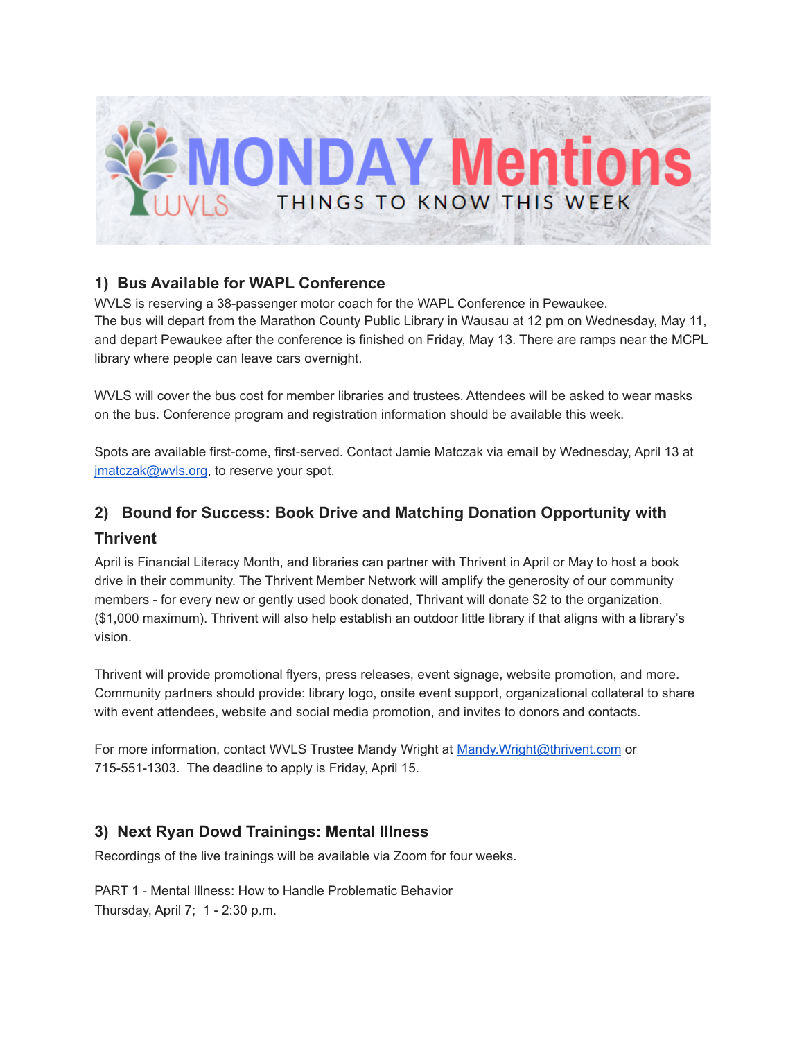# MONDAY Mentions

THINGS TO KNOW THIS WEEK

## 1) Bus Available for WAPL Conference

WVLS is reserving a 38-passenger motor coach for the WAPL Conference in Pewaukee.
The bus will depart from the Marathon County Public Library in Wausau at 12 pm on Wednesday, May 11, and depart Pewaukee after the conference is finished on Friday, May 13. There are ramps near the MCPL library where people can leave cars overnight.

WVLS will cover the bus cost for member libraries and trustees. Attendees will be asked to wear masks on the bus. Conference program and registration information should be available this week.

Spots are available first-come, first-served. Contact Jamie Matczak via email by Wednesday, April 13 at jmatczak@wvls.org, to reserve your spot.

## 2) Bound for Success: Book Drive and Matching Donation Opportunity with Thrivent

April is Financial Literacy Month, and libraries can partner with Thrivent in April or May to host a book drive in their community. The Thrivent Member Network will amplify the generosity of our community members - for every new or gently used book donated, Thrivant will donate $2 to the organization. ($1,000 maximum). Thrivent will also help establish an outdoor little library if that aligns with a library's vision.

Thrivent will provide promotional flyers, press releases, event signage, website promotion, and more. Community partners should provide: library logo, onsite event support, organizational collateral to share with event attendees, website and social media promotion, and invites to donors and contacts.

For more information, contact WVLS Trustee Mandy Wright at Mandy.Wright@thrivent.com or 715-551-1303. The deadline to apply is Friday, April 15.

## 3) Next Ryan Dowd Trainings: Mental Illness

Recordings of the live trainings will be available via Zoom for four weeks.

PART 1 - Mental Illness: How to Handle Problematic Behavior
Thursday, April 7; 1 - 2:30 p.m.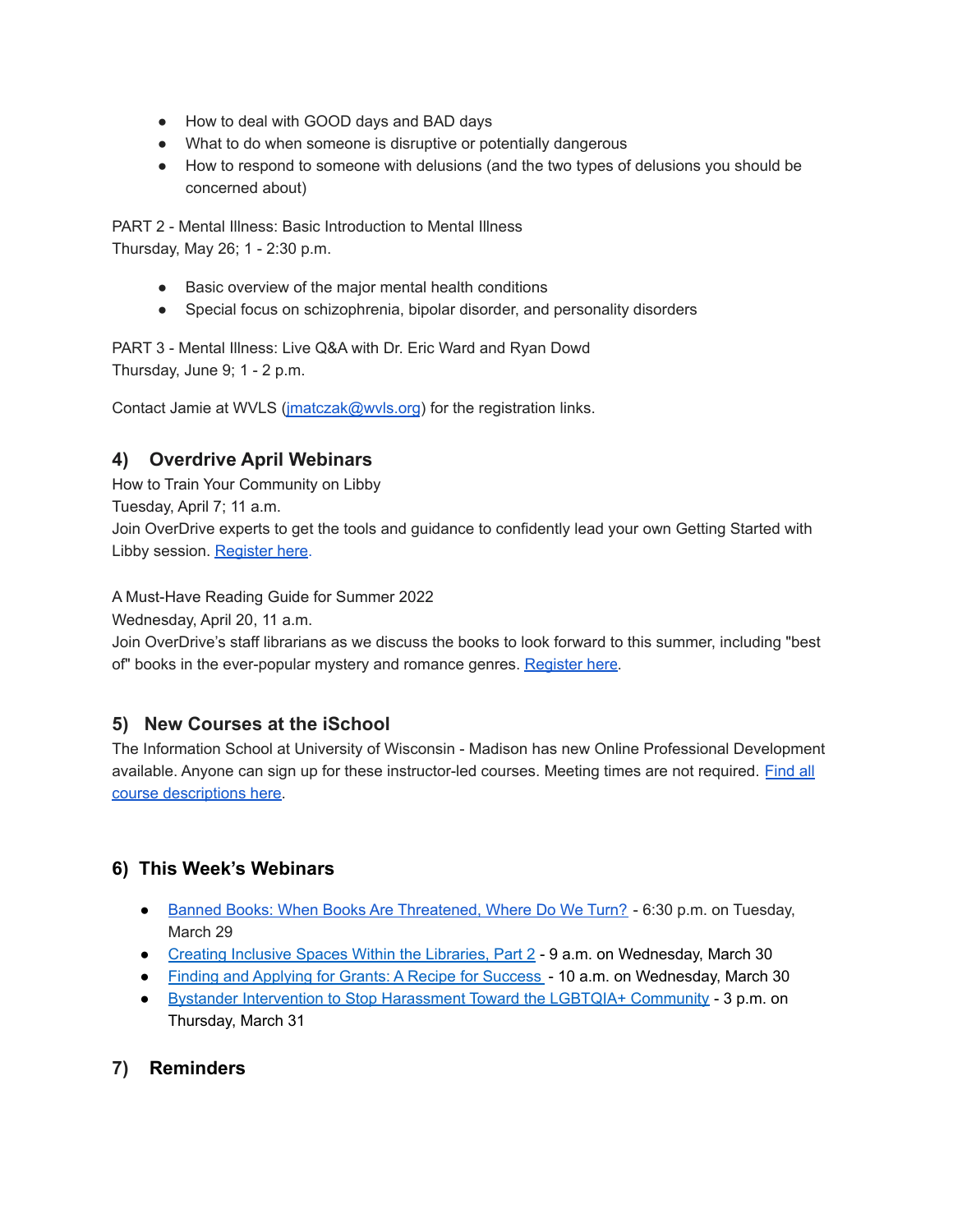- How to deal with GOOD days and BAD days
- What to do when someone is disruptive or potentially dangerous
- How to respond to someone with delusions (and the two types of delusions you should be concerned about)

PART 2 - Mental Illness: Basic Introduction to Mental Illness
Thursday, May 26; 1 - 2:30 p.m.

- Basic overview of the major mental health conditions
- Special focus on schizophrenia, bipolar disorder, and personality disorders

PART 3 - Mental Illness: Live Q&A with Dr. Eric Ward and Ryan Dowd
Thursday, June 9; 1 - 2 p.m.

Contact Jamie at WVLS (jmatczak@wvls.org) for the registration links.

### 4) Overdrive April Webinars

How to Train Your Community on Libby
Tuesday, April 7; 11 a.m.
Join OverDrive experts to get the tools and guidance to confidently lead your own Getting Started with Libby session. Register here.

A Must-Have Reading Guide for Summer 2022
Wednesday, April 20, 11 a.m.
Join OverDrive's staff librarians as we discuss the books to look forward to this summer, including "best of" books in the ever-popular mystery and romance genres. Register here.

### 5) New Courses at the iSchool

The Information School at University of Wisconsin - Madison has new Online Professional Development available. Anyone can sign up for these instructor-led courses. Meeting times are not required. Find all course descriptions here.

### 6) This Week's Webinars

- Banned Books: When Books Are Threatened, Where Do We Turn? - 6:30 p.m. on Tuesday, March 29
- Creating Inclusive Spaces Within the Libraries, Part 2 - 9 a.m. on Wednesday, March 30
- Finding and Applying for Grants: A Recipe for Success - 10 a.m. on Wednesday, March 30
- Bystander Intervention to Stop Harassment Toward the LGBTQIA+ Community - 3 p.m. on Thursday, March 31

### 7) Reminders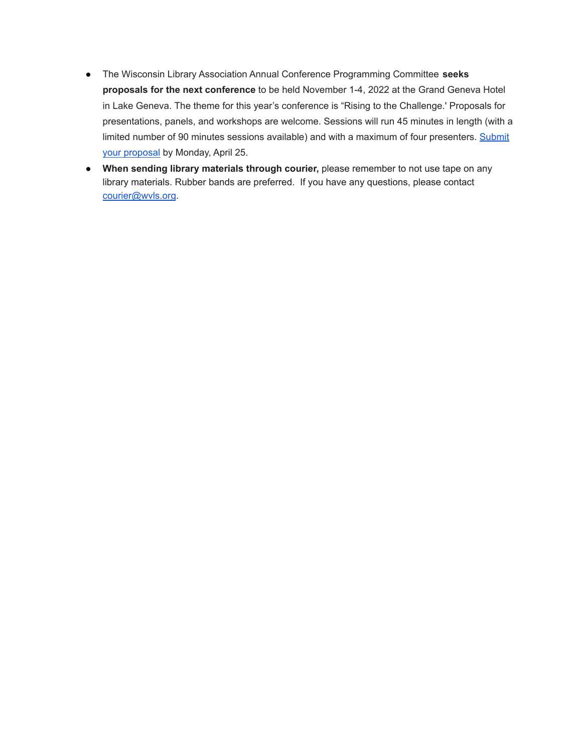- The Wisconsin Library Association Annual Conference Programming Committee **seeks proposals for the next conference** to be held November 1-4, 2022 at the Grand Geneva Hotel in Lake Geneva. The theme for this year's conference is "Rising to the Challenge.' Proposals for presentations, panels, and workshops are welcome. Sessions will run 45 minutes in length (with a limited number of 90 minutes sessions available) and with a maximum of four presenters. Submit your proposal by Monday, April 25.
- **When sending library materials through courier,** please remember to not use tape on any library materials. Rubber bands are preferred. If you have any questions, please contact courier@wvls.org.